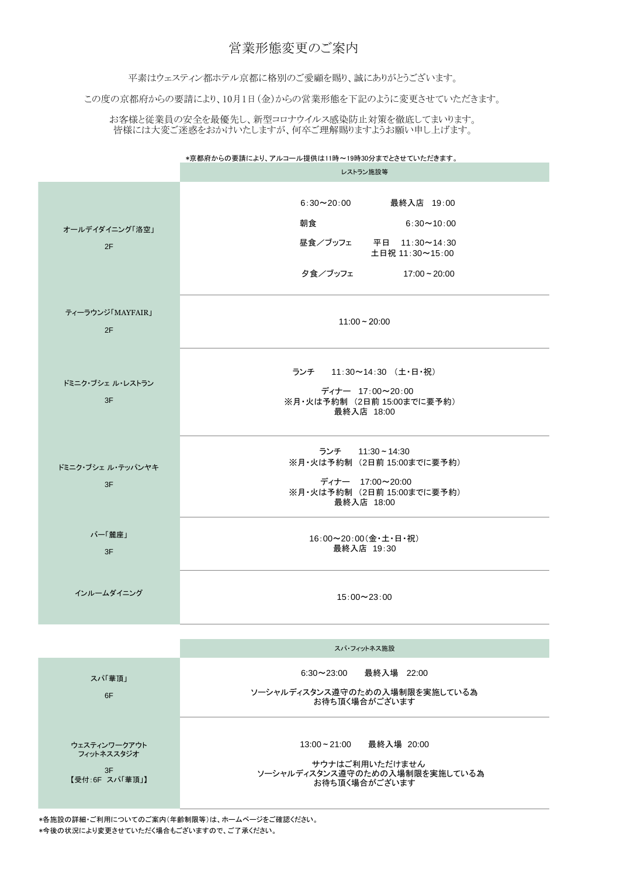# 営業形態変更のご案内

平素はウェスティン都ホテル京都に格別のご愛顧を賜り、誠にありがとうございます。

この度の京都府からの要請により、10月1日（金）からの営業形態を下記のように変更させていただきます。

お客様と従業員の安全を最優先し、新型コロナウイルス感染防止対策を徹底してまいります。
皆様には大変ご迷惑をおかけいたしますが、何卒ご理解賜りますようお願い申し上げます。

*京都府からの要請により、アルコール提供は11時～19時30分までとさせていただきます。

| | レストラン施設等 |
|---|---|
| オールデイダイニング「洛空」<br>2F | 6:30〜20:00　　最終入店　19:00<br>朝食　6:30〜10:00<br>昼食／ブッフェ　平日　11:30〜14:30<br>土日祝 11:30〜15:00<br>夕食／ブッフェ　17:00～20:00 |
| ティーラウンジ「MAYFAIR」<br>2F | 11:00～20:00 |
| ドミニク・ブシェ ル・レストラン<br>3F | ランチ　11:30〜14:30 （土・日・祝）<br>ディナー　17:00〜20:00<br>※月・火は予約制 （2日前 15:00までに要予約）<br>最終入店　18:00 |
| ドミニク・ブシェ ル・テッパンヤキ<br>3F | ランチ　11:30～14:30<br>※月・火は予約制 （2日前 15:00までに要予約）<br>ディナー　17:00〜20:00<br>※月・火は予約制 （2日前 15:00までに要予約）<br>最終入店　18:00 |
| バー「麓座」<br>3F | 16:00〜20:00（金・土・日・祝）<br>最終入店　19:30 |
| インルームダイニング | 15:00〜23:00 |

| | スパ・フィットネス施設 |
|---|---|
| スパ「華頂」<br>6F | 6:30〜23:00　　最終入場　22:00<br>ソーシャルディスタンス遵守のための入場制限を実施している為<br>お待ち頂く場合がございます |
| ウェスティンワークアウト<br>フィットネススタジオ<br>3F<br>【受付:6F　スパ「華頂」】 | 13:00～21:00　　最終入場　20:00<br>サウナはご利用いただけません<br>ソーシャルディスタンス遵守のための入場制限を実施している為<br>お待ち頂く場合がございます |

*各施設の詳細・ご利用についてのご案内（年齢制限等）は、ホームページをご確認ください。
*今後の状況により変更させていただく場合もございますので、ご了承ください。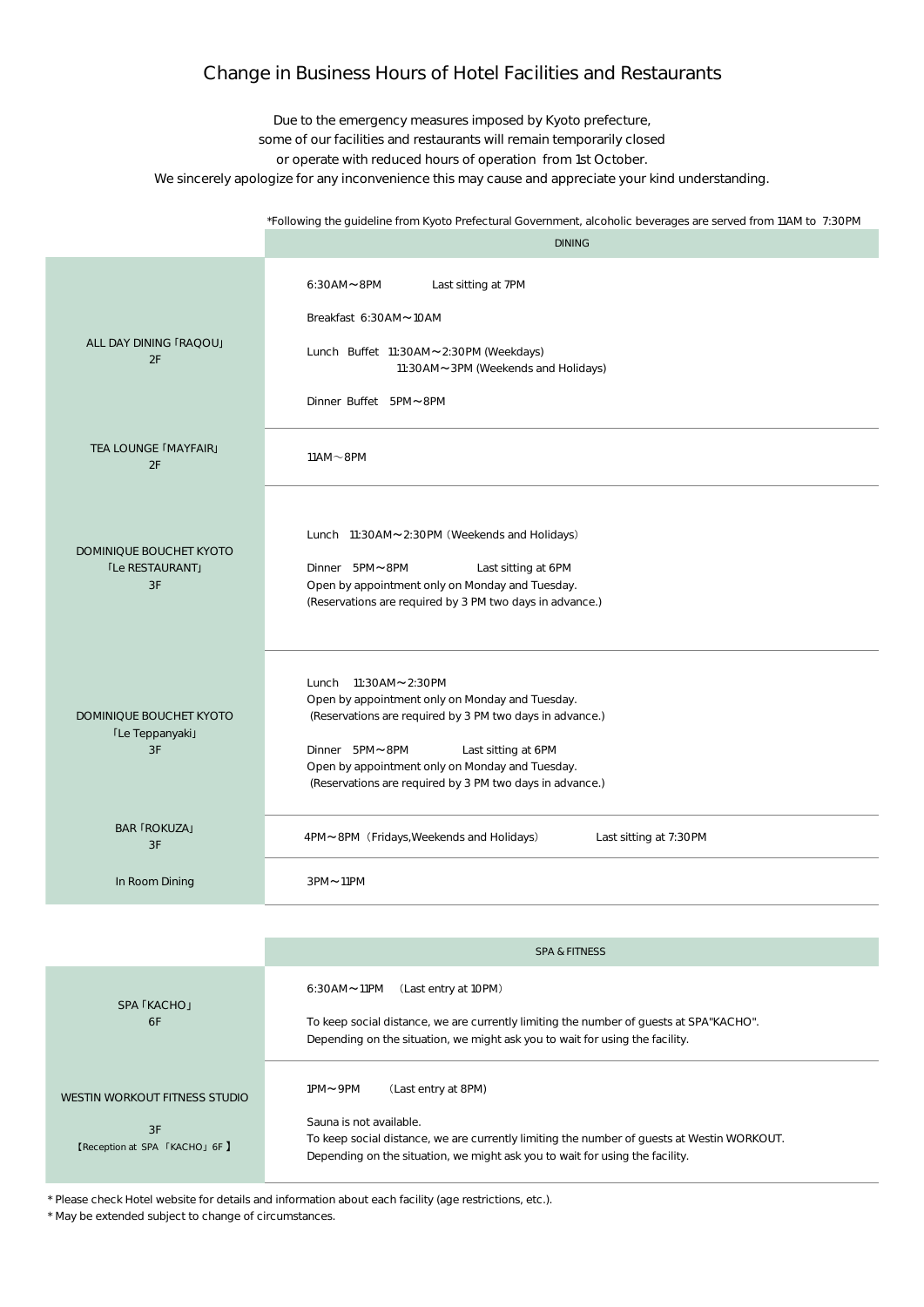# Change in Business Hours of Hotel Facilities and Restaurants

Due to the emergency measures imposed by Kyoto prefecture,
some of our facilities and restaurants will remain temporarily closed
or operate with reduced hours of operation from 1st October.
We sincerely apologize for any inconvenience this may cause and appreciate your kind understanding.

*Following the guideline from Kyoto Prefectural Government, alcoholic beverages are served from 11AM to 7:30PM

| | DINING |
|---|---|
| ALL DAY DINING「RAQOU」 2F | 6:30AM～8PM　Last sitting at 7PM<br><br>Breakfast 6:30AM～10AM<br><br>Lunch Buffet 11:30AM～2:30PM (Weekdays)<br>11:30AM～3PM (Weekends and Holidays)<br><br>Dinner Buffet 5PM～8PM |
| TEA LOUNGE「MAYFAIR」 2F | 11AM～8PM |
| DOMINIQUE BOUCHET KYOTO「Le RESTAURANT」 3F | Lunch 11:30AM～2:30PM（Weekends and Holidays）<br><br>Dinner 5PM～8PM　Last sitting at 6PM<br>Open by appointment only on Monday and Tuesday.<br>(Reservations are required by 3 PM two days in advance.) |
| DOMINIQUE BOUCHET KYOTO「Le Teppanyaki」 3F | Lunch 11:30AM～2:30PM<br>Open by appointment only on Monday and Tuesday.<br>(Reservations are required by 3 PM two days in advance.)<br><br>Dinner 5PM～8PM　Last sitting at 6PM<br>Open by appointment only on Monday and Tuesday.<br>(Reservations are required by 3 PM two days in advance.) |
| BAR「ROKUZA」 3F | 4PM～8PM（Fridays,Weekends and Holidays）　Last sitting at 7:30PM |
| In Room Dining | 3PM～11PM |

| | SPA & FITNESS |
|---|---|
| SPA「KACHO」 6F | 6:30AM～11PM　(Last entry at 10PM)<br><br>To keep social distance, we are currently limiting the number of guests at SPA"KACHO".<br>Depending on the situation, we might ask you to wait for using the facility. |
| WESTIN WORKOUT FITNESS STUDIO 3F【Reception at SPA「KACHO」6F】 | 1PM～9PM　(Last entry at 8PM)<br><br>Sauna is not available.<br>To keep social distance, we are currently limiting the number of guests at Westin WORKOUT.<br>Depending on the situation, we might ask you to wait for using the facility. |

* Please check Hotel website for details and information about each facility (age restrictions, etc.).
* May be extended subject to change of circumstances.